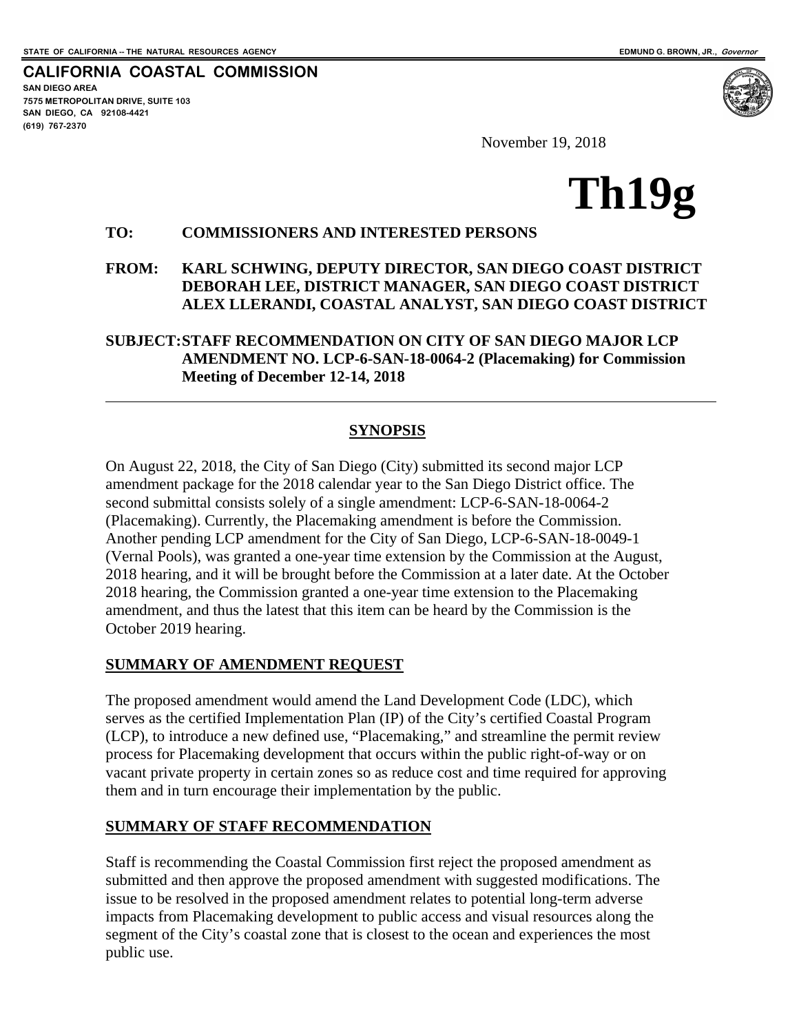STATE OF CALIFORNIA -- THE NATURAL RESOURCES AGENCY — EDMUND G. BROWN, JR., *Governor*

**CALIFORNIA COASTAL COMMISSION**
**SAN DIEGO AREA**
**7575 METROPOLITAN DRIVE, SUITE 103**
**SAN DIEGO, CA 92108-4421**
**(619) 767-2370**

November 19, 2018

# Th19g

**TO:** **COMMISSIONERS AND INTERESTED PERSONS**

**FROM:** **KARL SCHWING, DEPUTY DIRECTOR, SAN DIEGO COAST DISTRICT**
**DEBORAH LEE, DISTRICT MANAGER, SAN DIEGO COAST DISTRICT**
**ALEX LLERANDI, COASTAL ANALYST, SAN DIEGO COAST DISTRICT**

**SUBJECT: STAFF RECOMMENDATION ON CITY OF SAN DIEGO MAJOR LCP AMENDMENT NO. LCP-6-SAN-18-0064-2 (Placemaking) for Commission Meeting of December 12-14, 2018**

---

## SYNOPSIS

On August 22, 2018, the City of San Diego (City) submitted its second major LCP amendment package for the 2018 calendar year to the San Diego District office. The second submittal consists solely of a single amendment: LCP-6-SAN-18-0064-2 (Placemaking). Currently, the Placemaking amendment is before the Commission. Another pending LCP amendment for the City of San Diego, LCP-6-SAN-18-0049-1 (Vernal Pools), was granted a one-year time extension by the Commission at the August, 2018 hearing, and it will be brought before the Commission at a later date. At the October 2018 hearing, the Commission granted a one-year time extension to the Placemaking amendment, and thus the latest that this item can be heard by the Commission is the October 2019 hearing.

## SUMMARY OF AMENDMENT REQUEST

The proposed amendment would amend the Land Development Code (LDC), which serves as the certified Implementation Plan (IP) of the City's certified Coastal Program (LCP), to introduce a new defined use, "Placemaking," and streamline the permit review process for Placemaking development that occurs within the public right-of-way or on vacant private property in certain zones so as reduce cost and time required for approving them and in turn encourage their implementation by the public.

## SUMMARY OF STAFF RECOMMENDATION

Staff is recommending the Coastal Commission first reject the proposed amendment as submitted and then approve the proposed amendment with suggested modifications. The issue to be resolved in the proposed amendment relates to potential long-term adverse impacts from Placemaking development to public access and visual resources along the segment of the City's coastal zone that is closest to the ocean and experiences the most public use.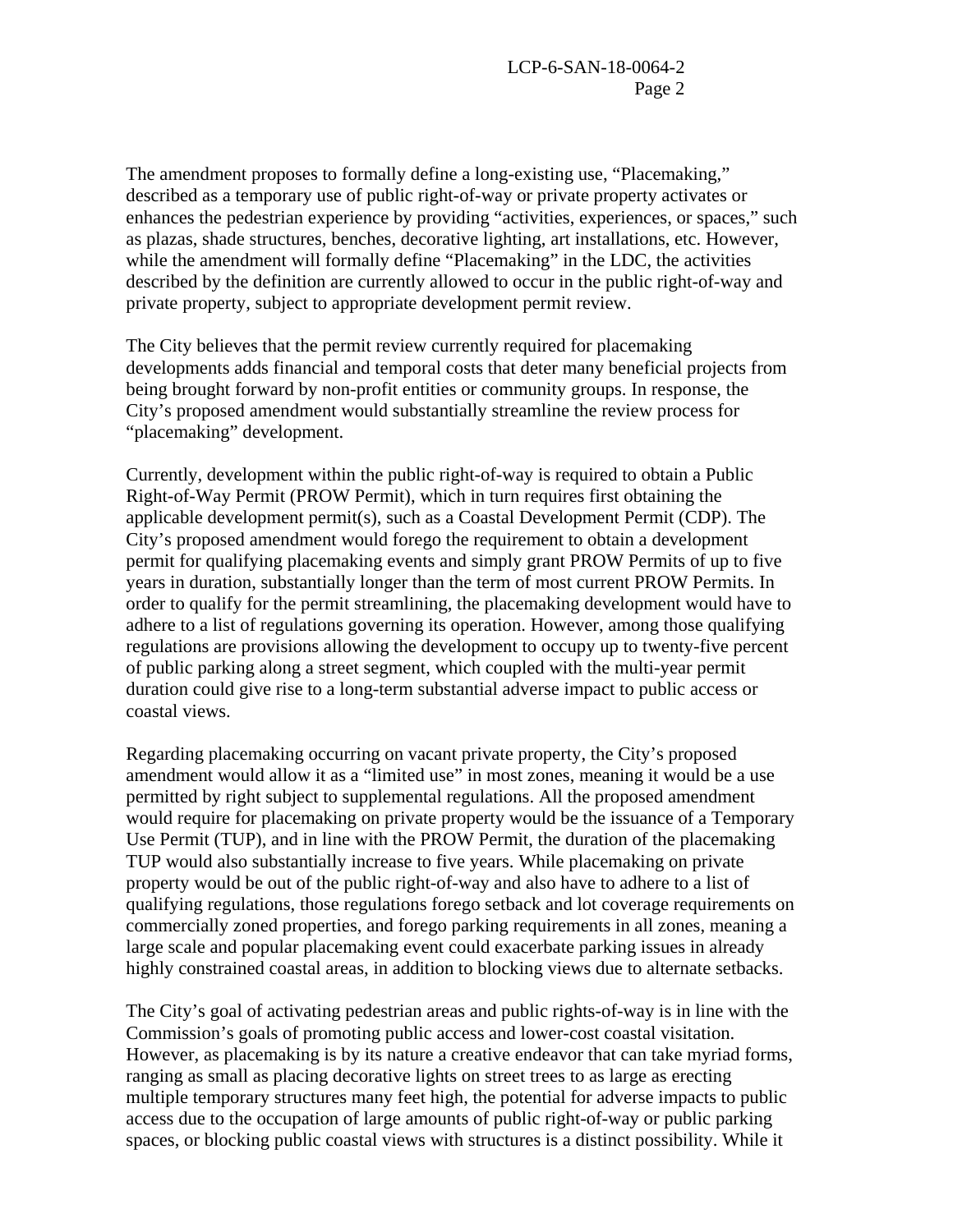The amendment proposes to formally define a long-existing use, "Placemaking," described as a temporary use of public right-of-way or private property activates or enhances the pedestrian experience by providing "activities, experiences, or spaces," such as plazas, shade structures, benches, decorative lighting, art installations, etc. However, while the amendment will formally define "Placemaking" in the LDC, the activities described by the definition are currently allowed to occur in the public right-of-way and private property, subject to appropriate development permit review.

The City believes that the permit review currently required for placemaking developments adds financial and temporal costs that deter many beneficial projects from being brought forward by non-profit entities or community groups. In response, the City's proposed amendment would substantially streamline the review process for "placemaking" development.

Currently, development within the public right-of-way is required to obtain a Public Right-of-Way Permit (PROW Permit), which in turn requires first obtaining the applicable development permit(s), such as a Coastal Development Permit (CDP). The City's proposed amendment would forego the requirement to obtain a development permit for qualifying placemaking events and simply grant PROW Permits of up to five years in duration, substantially longer than the term of most current PROW Permits. In order to qualify for the permit streamlining, the placemaking development would have to adhere to a list of regulations governing its operation. However, among those qualifying regulations are provisions allowing the development to occupy up to twenty-five percent of public parking along a street segment, which coupled with the multi-year permit duration could give rise to a long-term substantial adverse impact to public access or coastal views.

Regarding placemaking occurring on vacant private property, the City's proposed amendment would allow it as a "limited use" in most zones, meaning it would be a use permitted by right subject to supplemental regulations. All the proposed amendment would require for placemaking on private property would be the issuance of a Temporary Use Permit (TUP), and in line with the PROW Permit, the duration of the placemaking TUP would also substantially increase to five years. While placemaking on private property would be out of the public right-of-way and also have to adhere to a list of qualifying regulations, those regulations forego setback and lot coverage requirements on commercially zoned properties, and forego parking requirements in all zones, meaning a large scale and popular placemaking event could exacerbate parking issues in already highly constrained coastal areas, in addition to blocking views due to alternate setbacks.

The City's goal of activating pedestrian areas and public rights-of-way is in line with the Commission's goals of promoting public access and lower-cost coastal visitation. However, as placemaking is by its nature a creative endeavor that can take myriad forms, ranging as small as placing decorative lights on street trees to as large as erecting multiple temporary structures many feet high, the potential for adverse impacts to public access due to the occupation of large amounts of public right-of-way or public parking spaces, or blocking public coastal views with structures is a distinct possibility. While it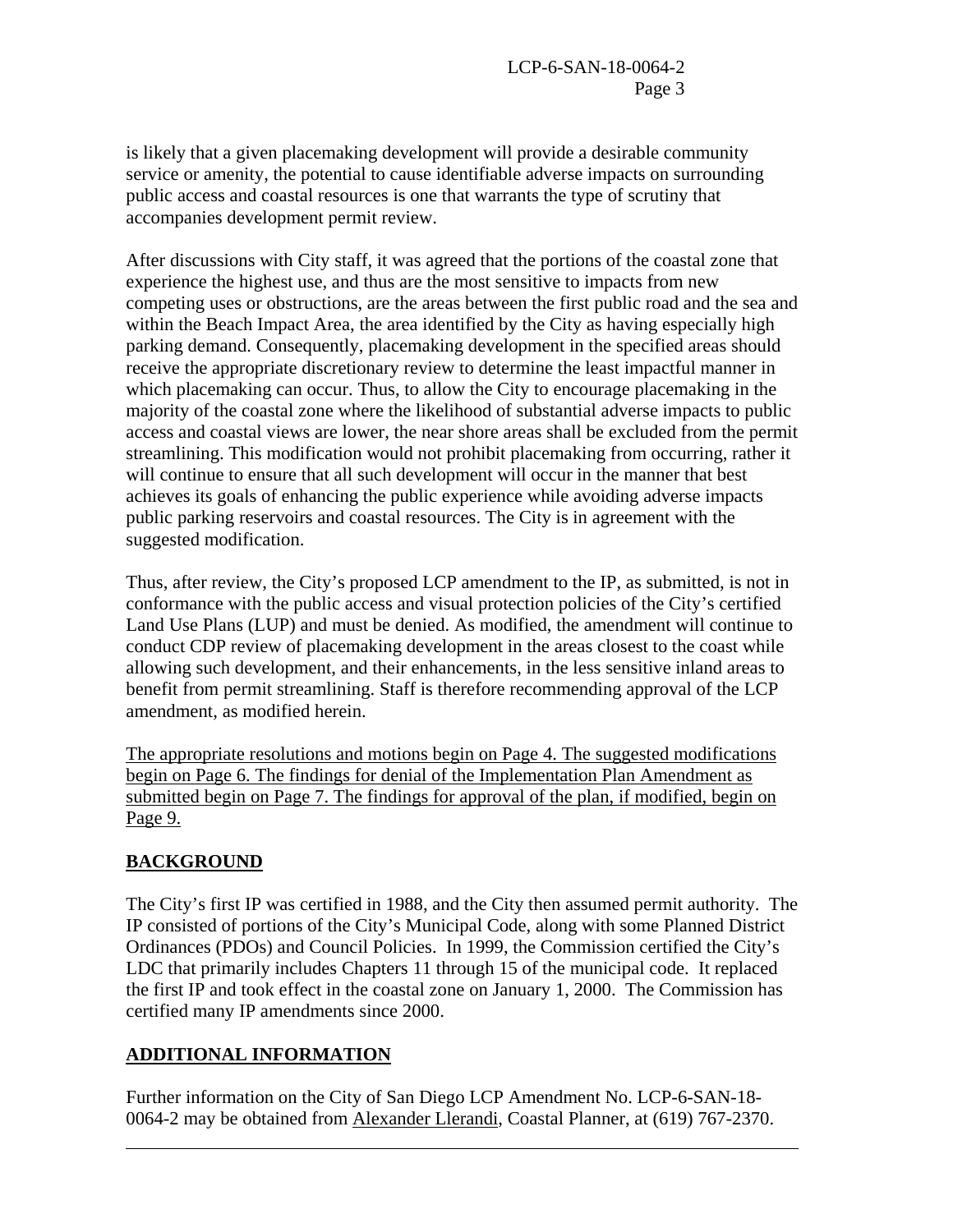is likely that a given placemaking development will provide a desirable community service or amenity, the potential to cause identifiable adverse impacts on surrounding public access and coastal resources is one that warrants the type of scrutiny that accompanies development permit review.

After discussions with City staff, it was agreed that the portions of the coastal zone that experience the highest use, and thus are the most sensitive to impacts from new competing uses or obstructions, are the areas between the first public road and the sea and within the Beach Impact Area, the area identified by the City as having especially high parking demand. Consequently, placemaking development in the specified areas should receive the appropriate discretionary review to determine the least impactful manner in which placemaking can occur. Thus, to allow the City to encourage placemaking in the majority of the coastal zone where the likelihood of substantial adverse impacts to public access and coastal views are lower, the near shore areas shall be excluded from the permit streamlining. This modification would not prohibit placemaking from occurring, rather it will continue to ensure that all such development will occur in the manner that best achieves its goals of enhancing the public experience while avoiding adverse impacts public parking reservoirs and coastal resources. The City is in agreement with the suggested modification.

Thus, after review, the City's proposed LCP amendment to the IP, as submitted, is not in conformance with the public access and visual protection policies of the City's certified Land Use Plans (LUP) and must be denied. As modified, the amendment will continue to conduct CDP review of placemaking development in the areas closest to the coast while allowing such development, and their enhancements, in the less sensitive inland areas to benefit from permit streamlining. Staff is therefore recommending approval of the LCP amendment, as modified herein.

<u>The appropriate resolutions and motions begin on Page 4. The suggested modifications begin on Page 6. The findings for denial of the Implementation Plan Amendment as submitted begin on Page 7. The findings for approval of the plan, if modified, begin on Page 9.</u>

## BACKGROUND

The City's first IP was certified in 1988, and the City then assumed permit authority. The IP consisted of portions of the City's Municipal Code, along with some Planned District Ordinances (PDOs) and Council Policies. In 1999, the Commission certified the City's LDC that primarily includes Chapters 11 through 15 of the municipal code. It replaced the first IP and took effect in the coastal zone on January 1, 2000. The Commission has certified many IP amendments since 2000.

## ADDITIONAL INFORMATION

Further information on the City of San Diego LCP Amendment No. LCP-6-SAN-18-0064-2 may be obtained from <u>Alexander Llerandi</u>, Coastal Planner, at (619) 767-2370.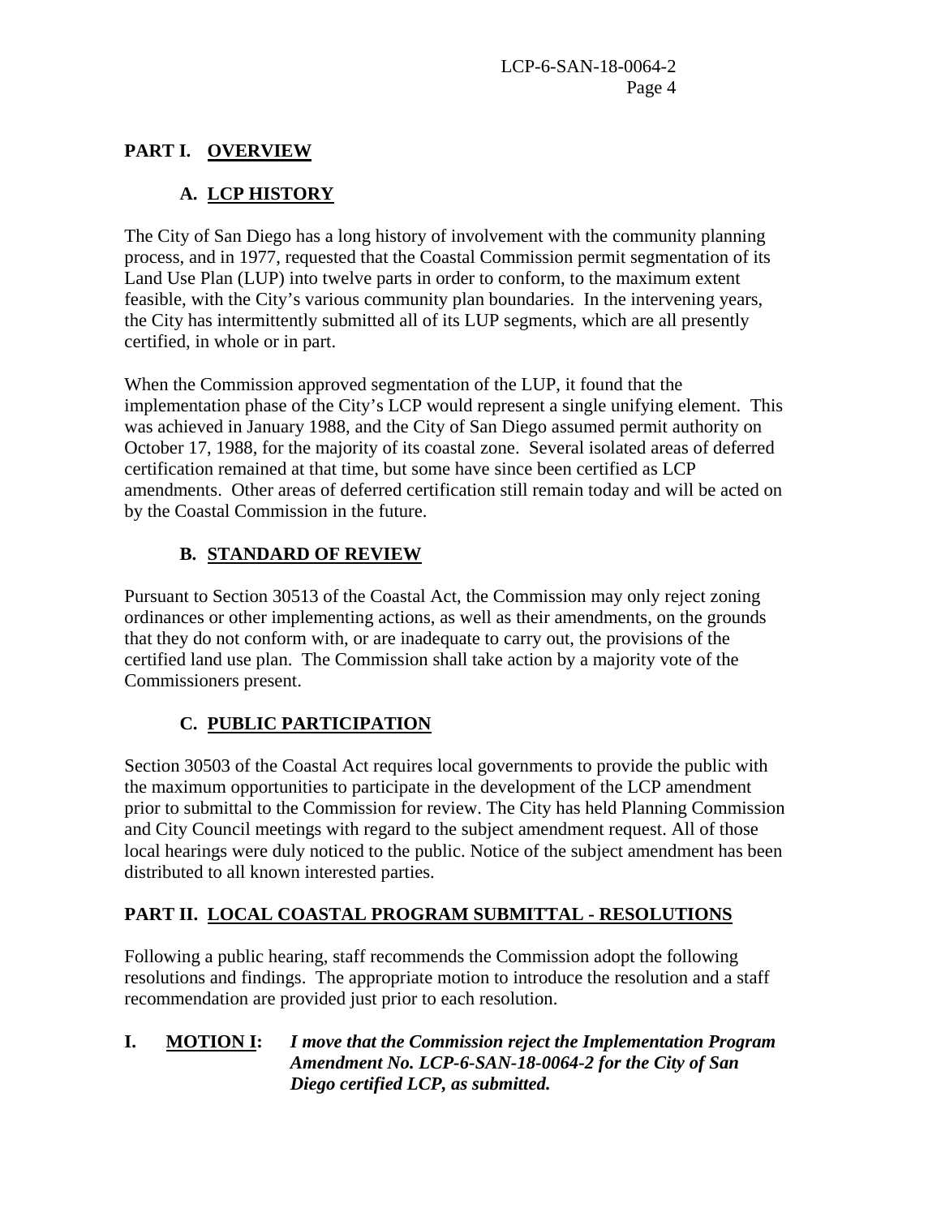## PART I. OVERVIEW

### A. LCP HISTORY

The City of San Diego has a long history of involvement with the community planning process, and in 1977, requested that the Coastal Commission permit segmentation of its Land Use Plan (LUP) into twelve parts in order to conform, to the maximum extent feasible, with the City's various community plan boundaries. In the intervening years, the City has intermittently submitted all of its LUP segments, which are all presently certified, in whole or in part.

When the Commission approved segmentation of the LUP, it found that the implementation phase of the City's LCP would represent a single unifying element. This was achieved in January 1988, and the City of San Diego assumed permit authority on October 17, 1988, for the majority of its coastal zone. Several isolated areas of deferred certification remained at that time, but some have since been certified as LCP amendments. Other areas of deferred certification still remain today and will be acted on by the Coastal Commission in the future.

### B. STANDARD OF REVIEW

Pursuant to Section 30513 of the Coastal Act, the Commission may only reject zoning ordinances or other implementing actions, as well as their amendments, on the grounds that they do not conform with, or are inadequate to carry out, the provisions of the certified land use plan. The Commission shall take action by a majority vote of the Commissioners present.

### C. PUBLIC PARTICIPATION

Section 30503 of the Coastal Act requires local governments to provide the public with the maximum opportunities to participate in the development of the LCP amendment prior to submittal to the Commission for review. The City has held Planning Commission and City Council meetings with regard to the subject amendment request. All of those local hearings were duly noticed to the public. Notice of the subject amendment has been distributed to all known interested parties.

## PART II. LOCAL COASTAL PROGRAM SUBMITTAL - RESOLUTIONS

Following a public hearing, staff recommends the Commission adopt the following resolutions and findings. The appropriate motion to introduce the resolution and a staff recommendation are provided just prior to each resolution.

**I. MOTION I:** ***I move that the Commission reject the Implementation Program Amendment No. LCP-6-SAN-18-0064-2 for the City of San Diego certified LCP, as submitted.***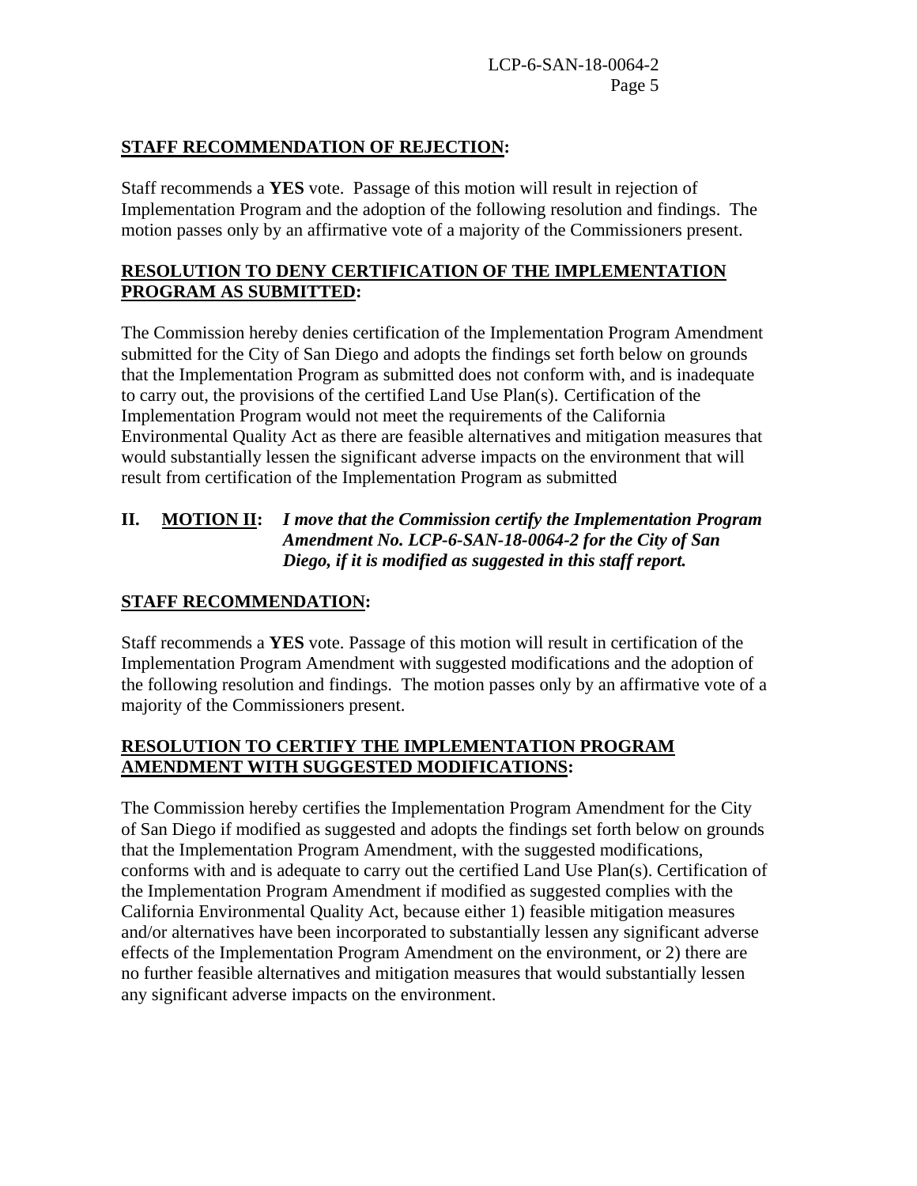**STAFF RECOMMENDATION OF REJECTION:**

Staff recommends a **YES** vote. Passage of this motion will result in rejection of Implementation Program and the adoption of the following resolution and findings. The motion passes only by an affirmative vote of a majority of the Commissioners present.

**RESOLUTION TO DENY CERTIFICATION OF THE IMPLEMENTATION PROGRAM AS SUBMITTED:**

The Commission hereby denies certification of the Implementation Program Amendment submitted for the City of San Diego and adopts the findings set forth below on grounds that the Implementation Program as submitted does not conform with, and is inadequate to carry out, the provisions of the certified Land Use Plan(s). Certification of the Implementation Program would not meet the requirements of the California Environmental Quality Act as there are feasible alternatives and mitigation measures that would substantially lessen the significant adverse impacts on the environment that will result from certification of the Implementation Program as submitted

**II. MOTION II:** ***I move that the Commission certify the Implementation Program Amendment No. LCP-6-SAN-18-0064-2 for the City of San Diego, if it is modified as suggested in this staff report.***

**STAFF RECOMMENDATION:**

Staff recommends a **YES** vote. Passage of this motion will result in certification of the Implementation Program Amendment with suggested modifications and the adoption of the following resolution and findings. The motion passes only by an affirmative vote of a majority of the Commissioners present.

**RESOLUTION TO CERTIFY THE IMPLEMENTATION PROGRAM AMENDMENT WITH SUGGESTED MODIFICATIONS:**

The Commission hereby certifies the Implementation Program Amendment for the City of San Diego if modified as suggested and adopts the findings set forth below on grounds that the Implementation Program Amendment, with the suggested modifications, conforms with and is adequate to carry out the certified Land Use Plan(s). Certification of the Implementation Program Amendment if modified as suggested complies with the California Environmental Quality Act, because either 1) feasible mitigation measures and/or alternatives have been incorporated to substantially lessen any significant adverse effects of the Implementation Program Amendment on the environment, or 2) there are no further feasible alternatives and mitigation measures that would substantially lessen any significant adverse impacts on the environment.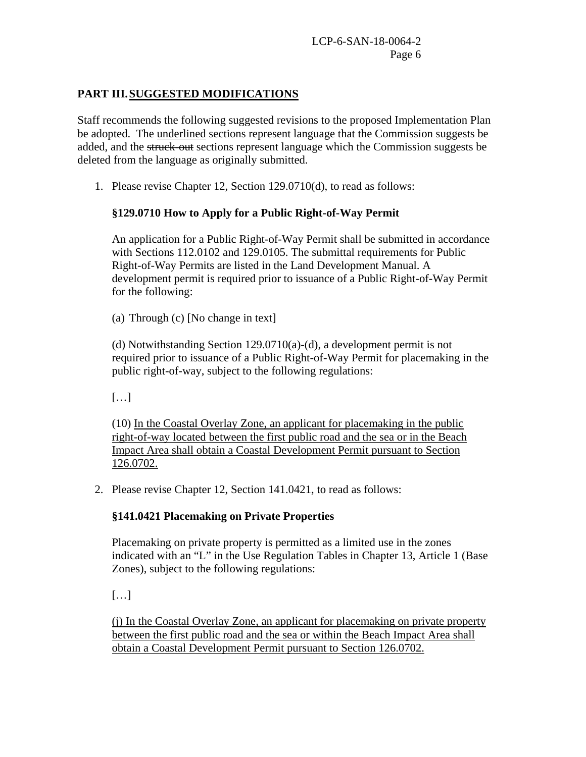## PART III. SUGGESTED MODIFICATIONS

Staff recommends the following suggested revisions to the proposed Implementation Plan be adopted. The <u>underlined</u> sections represent language that the Commission suggests be added, and the ~~struck-out~~ sections represent language which the Commission suggests be deleted from the language as originally submitted.

1. Please revise Chapter 12, Section 129.0710(d), to read as follows:

   **§129.0710 How to Apply for a Public Right-of-Way Permit**

   An application for a Public Right-of-Way Permit shall be submitted in accordance with Sections 112.0102 and 129.0105. The submittal requirements for Public Right-of-Way Permits are listed in the Land Development Manual. A development permit is required prior to issuance of a Public Right-of-Way Permit for the following:

   (a) Through (c) [No change in text]

   (d) Notwithstanding Section 129.0710(a)-(d), a development permit is not required prior to issuance of a Public Right-of-Way Permit for placemaking in the public right-of-way, subject to the following regulations:

   […]

   (10) <u>In the Coastal Overlay Zone, an applicant for placemaking in the public right-of-way located between the first public road and the sea or in the Beach Impact Area shall obtain a Coastal Development Permit pursuant to Section 126.0702.</u>

2. Please revise Chapter 12, Section 141.0421, to read as follows:

   **§141.0421 Placemaking on Private Properties**

   Placemaking on private property is permitted as a limited use in the zones indicated with an "L" in the Use Regulation Tables in Chapter 13, Article 1 (Base Zones), subject to the following regulations:

   […]

   <u>(j) In the Coastal Overlay Zone, an applicant for placemaking on private property between the first public road and the sea or within the Beach Impact Area shall obtain a Coastal Development Permit pursuant to Section 126.0702.</u>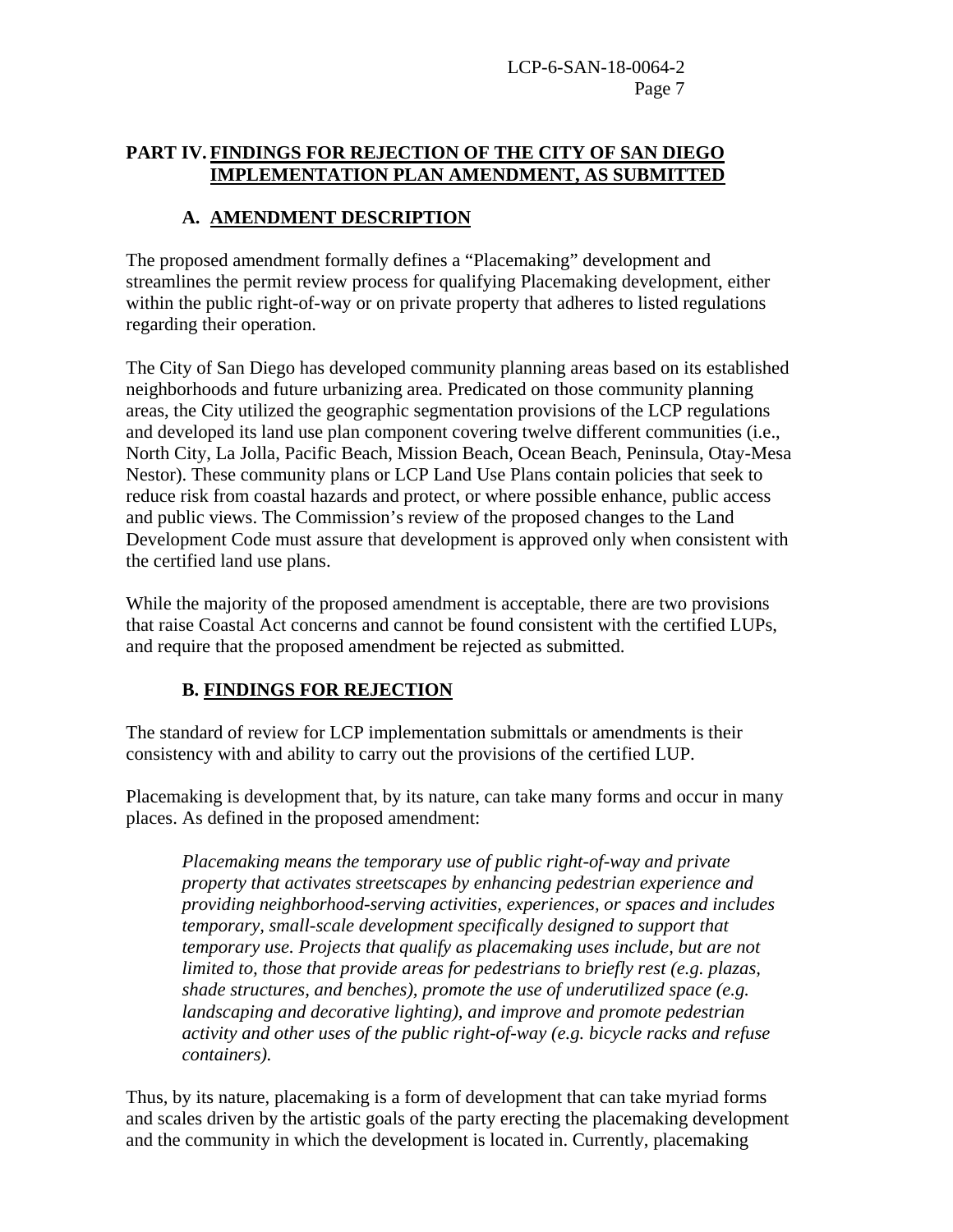## PART IV. FINDINGS FOR REJECTION OF THE CITY OF SAN DIEGO IMPLEMENTATION PLAN AMENDMENT, AS SUBMITTED

### A. AMENDMENT DESCRIPTION

The proposed amendment formally defines a "Placemaking" development and streamlines the permit review process for qualifying Placemaking development, either within the public right-of-way or on private property that adheres to listed regulations regarding their operation.

The City of San Diego has developed community planning areas based on its established neighborhoods and future urbanizing area. Predicated on those community planning areas, the City utilized the geographic segmentation provisions of the LCP regulations and developed its land use plan component covering twelve different communities (i.e., North City, La Jolla, Pacific Beach, Mission Beach, Ocean Beach, Peninsula, Otay-Mesa Nestor). These community plans or LCP Land Use Plans contain policies that seek to reduce risk from coastal hazards and protect, or where possible enhance, public access and public views. The Commission's review of the proposed changes to the Land Development Code must assure that development is approved only when consistent with the certified land use plans.

While the majority of the proposed amendment is acceptable, there are two provisions that raise Coastal Act concerns and cannot be found consistent with the certified LUPs, and require that the proposed amendment be rejected as submitted.

### B. FINDINGS FOR REJECTION

The standard of review for LCP implementation submittals or amendments is their consistency with and ability to carry out the provisions of the certified LUP.

Placemaking is development that, by its nature, can take many forms and occur in many places. As defined in the proposed amendment:

> *Placemaking means the temporary use of public right-of-way and private property that activates streetscapes by enhancing pedestrian experience and providing neighborhood-serving activities, experiences, or spaces and includes temporary, small-scale development specifically designed to support that temporary use. Projects that qualify as placemaking uses include, but are not limited to, those that provide areas for pedestrians to briefly rest (e.g. plazas, shade structures, and benches), promote the use of underutilized space (e.g. landscaping and decorative lighting), and improve and promote pedestrian activity and other uses of the public right-of-way (e.g. bicycle racks and refuse containers).*

Thus, by its nature, placemaking is a form of development that can take myriad forms and scales driven by the artistic goals of the party erecting the placemaking development and the community in which the development is located in. Currently, placemaking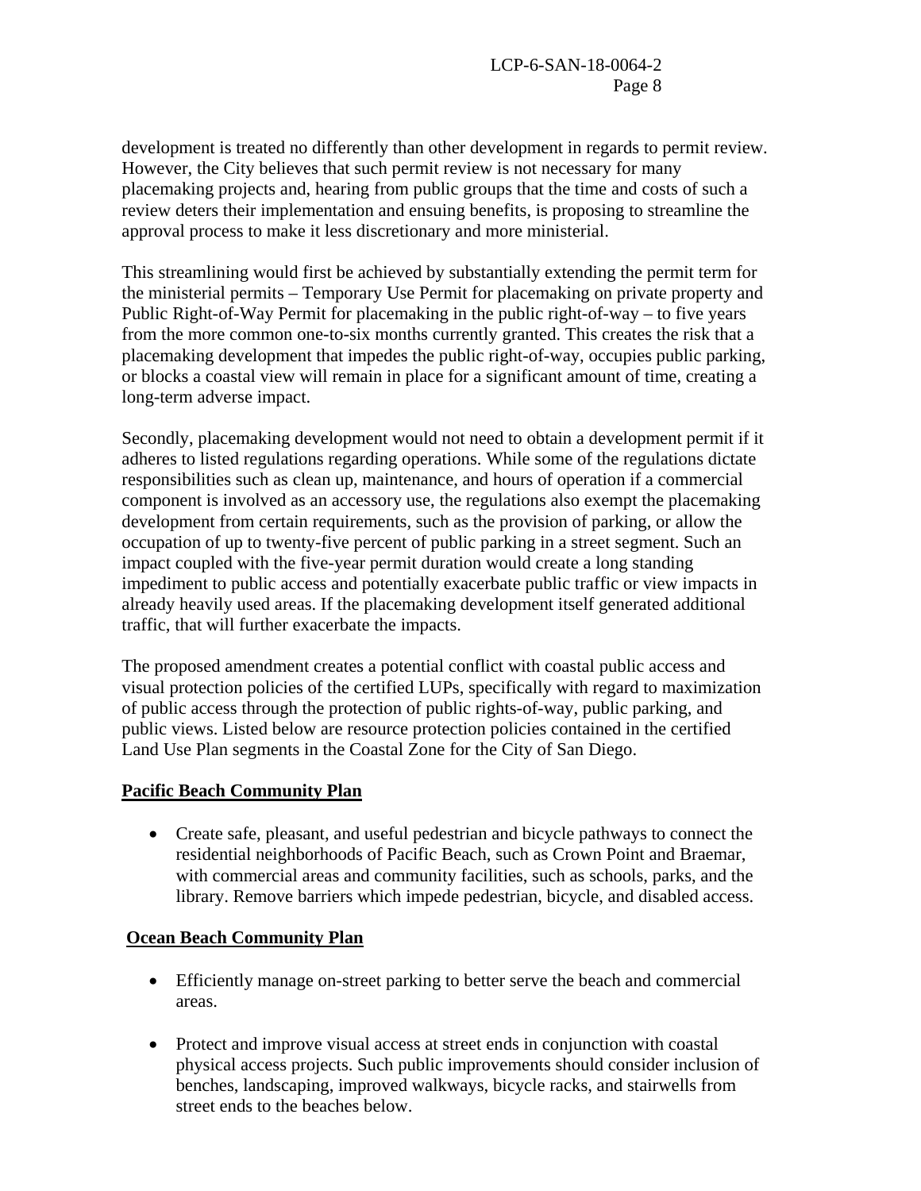development is treated no differently than other development in regards to permit review. However, the City believes that such permit review is not necessary for many placemaking projects and, hearing from public groups that the time and costs of such a review deters their implementation and ensuing benefits, is proposing to streamline the approval process to make it less discretionary and more ministerial.

This streamlining would first be achieved by substantially extending the permit term for the ministerial permits – Temporary Use Permit for placemaking on private property and Public Right-of-Way Permit for placemaking in the public right-of-way – to five years from the more common one-to-six months currently granted. This creates the risk that a placemaking development that impedes the public right-of-way, occupies public parking, or blocks a coastal view will remain in place for a significant amount of time, creating a long-term adverse impact.

Secondly, placemaking development would not need to obtain a development permit if it adheres to listed regulations regarding operations. While some of the regulations dictate responsibilities such as clean up, maintenance, and hours of operation if a commercial component is involved as an accessory use, the regulations also exempt the placemaking development from certain requirements, such as the provision of parking, or allow the occupation of up to twenty-five percent of public parking in a street segment. Such an impact coupled with the five-year permit duration would create a long standing impediment to public access and potentially exacerbate public traffic or view impacts in already heavily used areas. If the placemaking development itself generated additional traffic, that will further exacerbate the impacts.

The proposed amendment creates a potential conflict with coastal public access and visual protection policies of the certified LUPs, specifically with regard to maximization of public access through the protection of public rights-of-way, public parking, and public views. Listed below are resource protection policies contained in the certified Land Use Plan segments in the Coastal Zone for the City of San Diego.

**Pacific Beach Community Plan**

- Create safe, pleasant, and useful pedestrian and bicycle pathways to connect the residential neighborhoods of Pacific Beach, such as Crown Point and Braemar, with commercial areas and community facilities, such as schools, parks, and the library. Remove barriers which impede pedestrian, bicycle, and disabled access.

**Ocean Beach Community Plan**

- Efficiently manage on-street parking to better serve the beach and commercial areas.

- Protect and improve visual access at street ends in conjunction with coastal physical access projects. Such public improvements should consider inclusion of benches, landscaping, improved walkways, bicycle racks, and stairwells from street ends to the beaches below.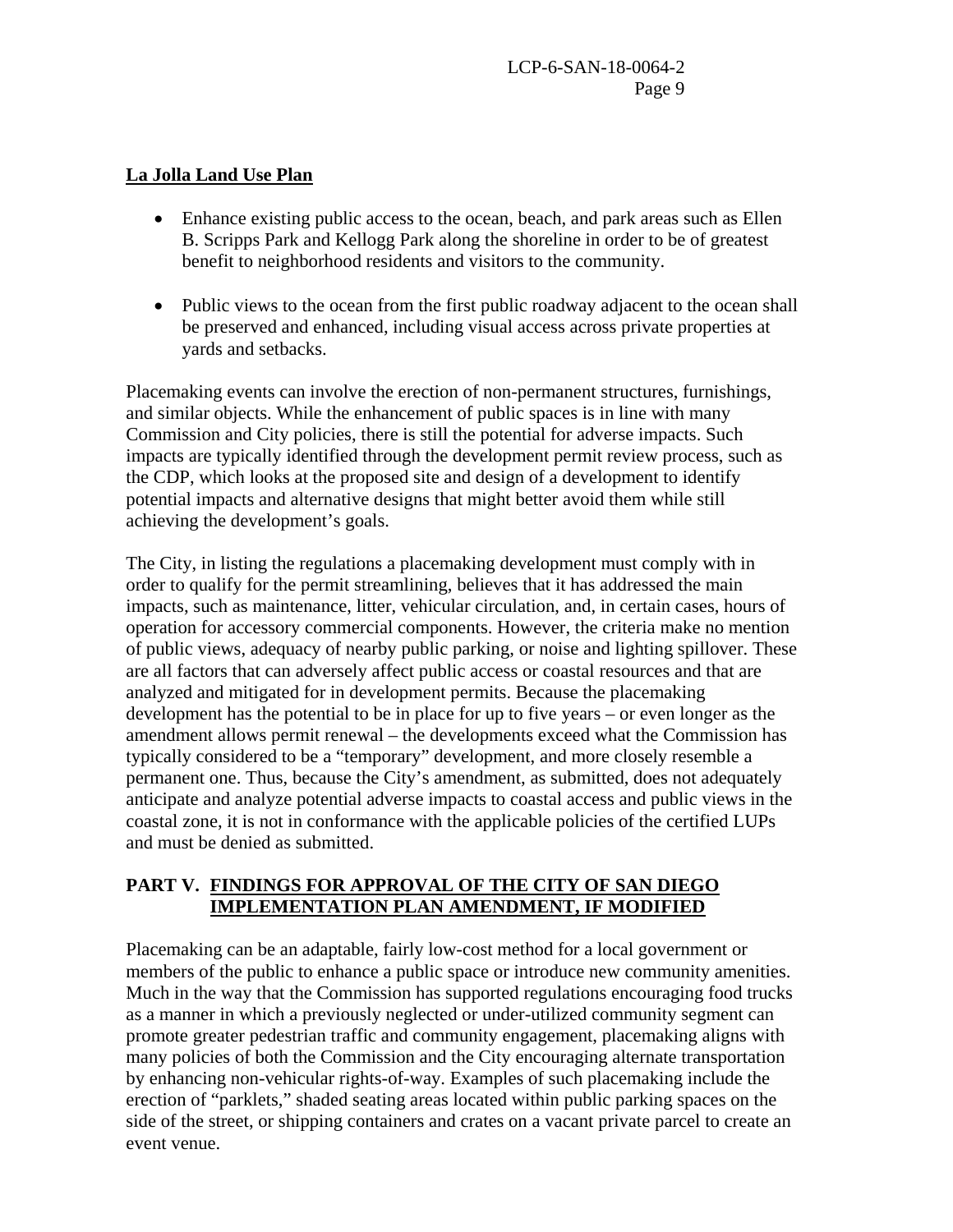**La Jolla Land Use Plan**

- Enhance existing public access to the ocean, beach, and park areas such as Ellen B. Scripps Park and Kellogg Park along the shoreline in order to be of greatest benefit to neighborhood residents and visitors to the community.

- Public views to the ocean from the first public roadway adjacent to the ocean shall be preserved and enhanced, including visual access across private properties at yards and setbacks.

Placemaking events can involve the erection of non-permanent structures, furnishings, and similar objects. While the enhancement of public spaces is in line with many Commission and City policies, there is still the potential for adverse impacts. Such impacts are typically identified through the development permit review process, such as the CDP, which looks at the proposed site and design of a development to identify potential impacts and alternative designs that might better avoid them while still achieving the development's goals.

The City, in listing the regulations a placemaking development must comply with in order to qualify for the permit streamlining, believes that it has addressed the main impacts, such as maintenance, litter, vehicular circulation, and, in certain cases, hours of operation for accessory commercial components. However, the criteria make no mention of public views, adequacy of nearby public parking, or noise and lighting spillover. These are all factors that can adversely affect public access or coastal resources and that are analyzed and mitigated for in development permits. Because the placemaking development has the potential to be in place for up to five years – or even longer as the amendment allows permit renewal – the developments exceed what the Commission has typically considered to be a "temporary" development, and more closely resemble a permanent one. Thus, because the City's amendment, as submitted, does not adequately anticipate and analyze potential adverse impacts to coastal access and public views in the coastal zone, it is not in conformance with the applicable policies of the certified LUPs and must be denied as submitted.

## PART V. FINDINGS FOR APPROVAL OF THE CITY OF SAN DIEGO IMPLEMENTATION PLAN AMENDMENT, IF MODIFIED

Placemaking can be an adaptable, fairly low-cost method for a local government or members of the public to enhance a public space or introduce new community amenities. Much in the way that the Commission has supported regulations encouraging food trucks as a manner in which a previously neglected or under-utilized community segment can promote greater pedestrian traffic and community engagement, placemaking aligns with many policies of both the Commission and the City encouraging alternate transportation by enhancing non-vehicular rights-of-way. Examples of such placemaking include the erection of "parklets," shaded seating areas located within public parking spaces on the side of the street, or shipping containers and crates on a vacant private parcel to create an event venue.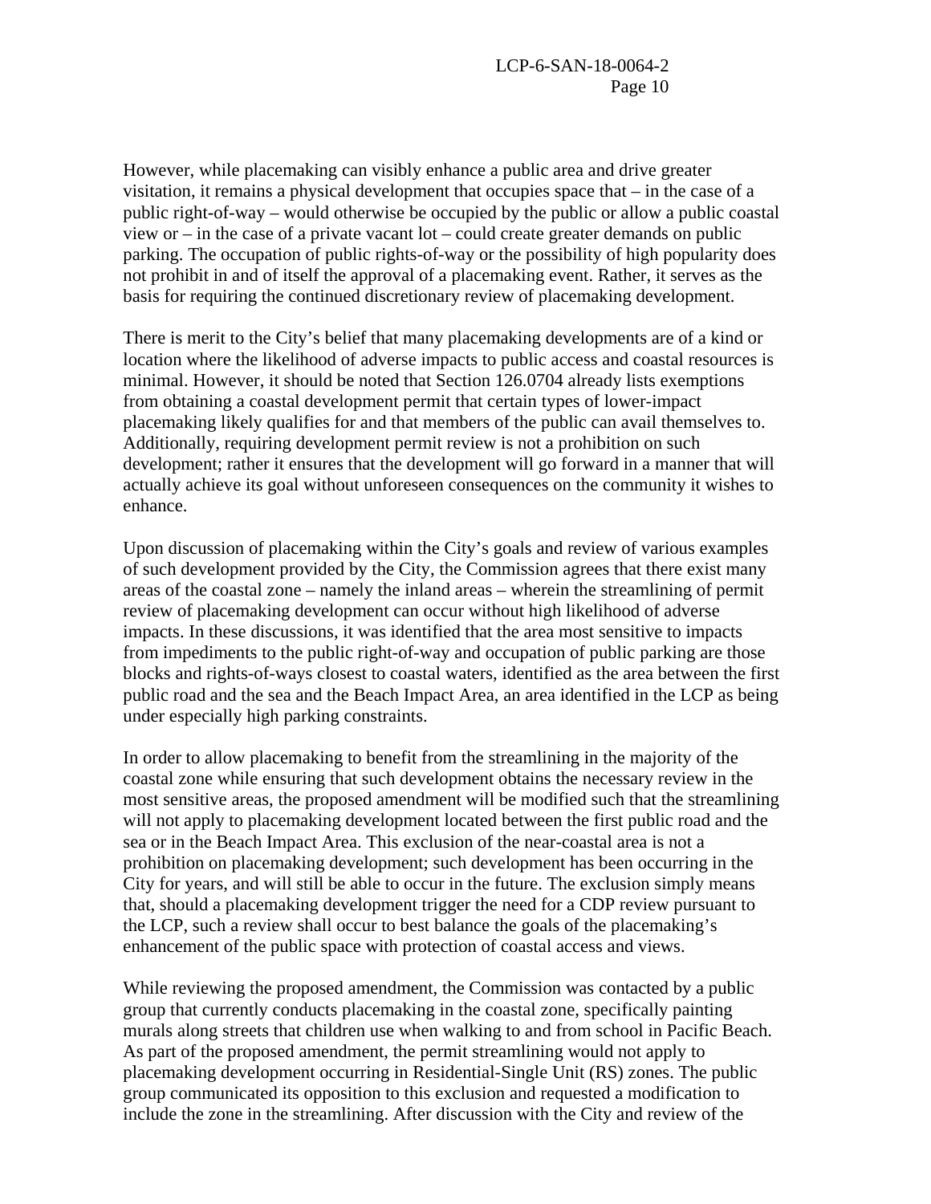However, while placemaking can visibly enhance a public area and drive greater visitation, it remains a physical development that occupies space that – in the case of a public right-of-way – would otherwise be occupied by the public or allow a public coastal view or – in the case of a private vacant lot – could create greater demands on public parking. The occupation of public rights-of-way or the possibility of high popularity does not prohibit in and of itself the approval of a placemaking event. Rather, it serves as the basis for requiring the continued discretionary review of placemaking development.

There is merit to the City's belief that many placemaking developments are of a kind or location where the likelihood of adverse impacts to public access and coastal resources is minimal. However, it should be noted that Section 126.0704 already lists exemptions from obtaining a coastal development permit that certain types of lower-impact placemaking likely qualifies for and that members of the public can avail themselves to. Additionally, requiring development permit review is not a prohibition on such development; rather it ensures that the development will go forward in a manner that will actually achieve its goal without unforeseen consequences on the community it wishes to enhance.

Upon discussion of placemaking within the City's goals and review of various examples of such development provided by the City, the Commission agrees that there exist many areas of the coastal zone – namely the inland areas – wherein the streamlining of permit review of placemaking development can occur without high likelihood of adverse impacts. In these discussions, it was identified that the area most sensitive to impacts from impediments to the public right-of-way and occupation of public parking are those blocks and rights-of-ways closest to coastal waters, identified as the area between the first public road and the sea and the Beach Impact Area, an area identified in the LCP as being under especially high parking constraints.

In order to allow placemaking to benefit from the streamlining in the majority of the coastal zone while ensuring that such development obtains the necessary review in the most sensitive areas, the proposed amendment will be modified such that the streamlining will not apply to placemaking development located between the first public road and the sea or in the Beach Impact Area. This exclusion of the near-coastal area is not a prohibition on placemaking development; such development has been occurring in the City for years, and will still be able to occur in the future. The exclusion simply means that, should a placemaking development trigger the need for a CDP review pursuant to the LCP, such a review shall occur to best balance the goals of the placemaking's enhancement of the public space with protection of coastal access and views.

While reviewing the proposed amendment, the Commission was contacted by a public group that currently conducts placemaking in the coastal zone, specifically painting murals along streets that children use when walking to and from school in Pacific Beach. As part of the proposed amendment, the permit streamlining would not apply to placemaking development occurring in Residential-Single Unit (RS) zones. The public group communicated its opposition to this exclusion and requested a modification to include the zone in the streamlining. After discussion with the City and review of the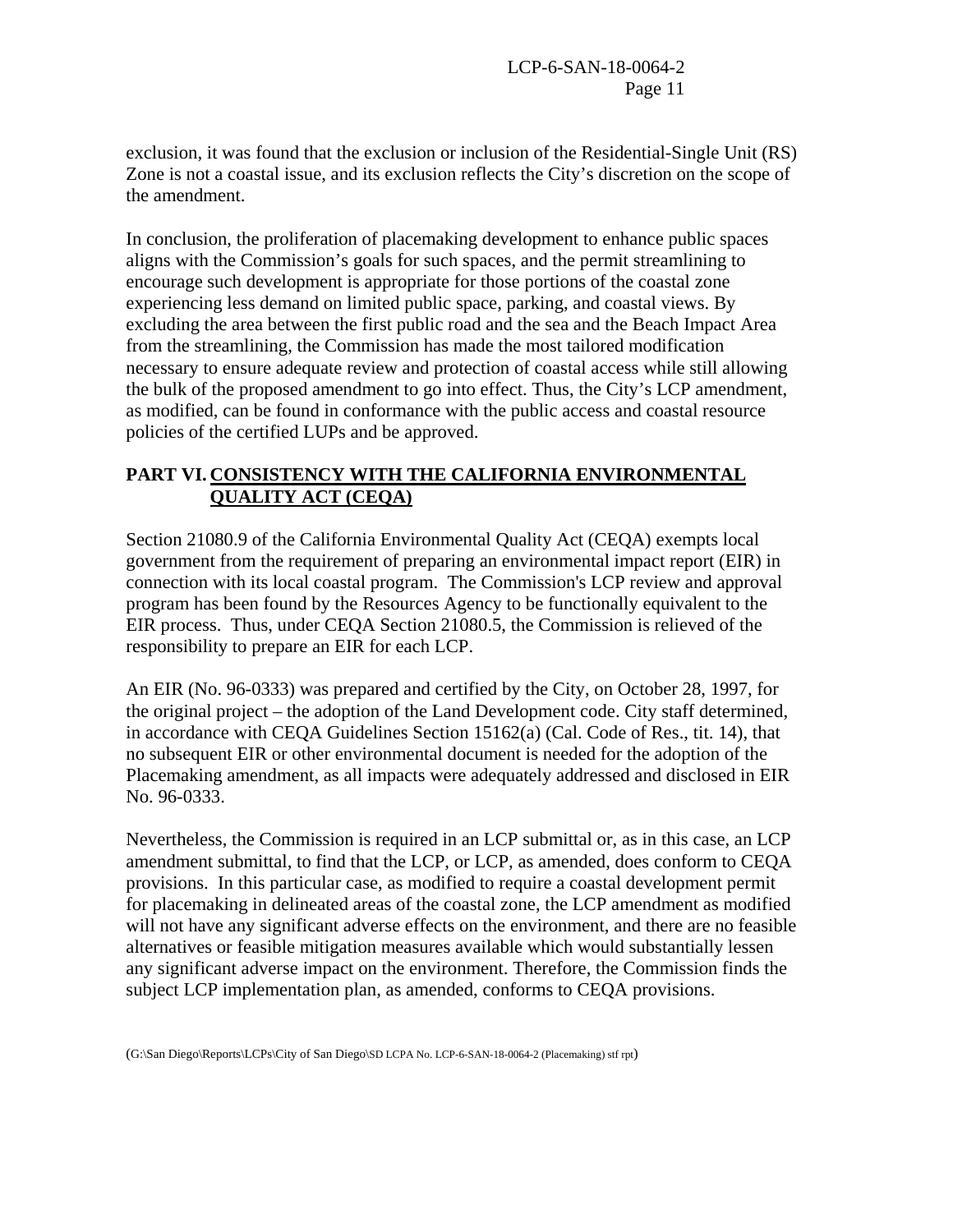exclusion, it was found that the exclusion or inclusion of the Residential-Single Unit (RS) Zone is not a coastal issue, and its exclusion reflects the City's discretion on the scope of the amendment.

In conclusion, the proliferation of placemaking development to enhance public spaces aligns with the Commission's goals for such spaces, and the permit streamlining to encourage such development is appropriate for those portions of the coastal zone experiencing less demand on limited public space, parking, and coastal views. By excluding the area between the first public road and the sea and the Beach Impact Area from the streamlining, the Commission has made the most tailored modification necessary to ensure adequate review and protection of coastal access while still allowing the bulk of the proposed amendment to go into effect. Thus, the City's LCP amendment, as modified, can be found in conformance with the public access and coastal resource policies of the certified LUPs and be approved.

## PART VI. CONSISTENCY WITH THE CALIFORNIA ENVIRONMENTAL QUALITY ACT (CEQA)

Section 21080.9 of the California Environmental Quality Act (CEQA) exempts local government from the requirement of preparing an environmental impact report (EIR) in connection with its local coastal program. The Commission's LCP review and approval program has been found by the Resources Agency to be functionally equivalent to the EIR process. Thus, under CEQA Section 21080.5, the Commission is relieved of the responsibility to prepare an EIR for each LCP.

An EIR (No. 96-0333) was prepared and certified by the City, on October 28, 1997, for the original project – the adoption of the Land Development code. City staff determined, in accordance with CEQA Guidelines Section 15162(a) (Cal. Code of Res., tit. 14), that no subsequent EIR or other environmental document is needed for the adoption of the Placemaking amendment, as all impacts were adequately addressed and disclosed in EIR No. 96-0333.

Nevertheless, the Commission is required in an LCP submittal or, as in this case, an LCP amendment submittal, to find that the LCP, or LCP, as amended, does conform to CEQA provisions. In this particular case, as modified to require a coastal development permit for placemaking in delineated areas of the coastal zone, the LCP amendment as modified will not have any significant adverse effects on the environment, and there are no feasible alternatives or feasible mitigation measures available which would substantially lessen any significant adverse impact on the environment. Therefore, the Commission finds the subject LCP implementation plan, as amended, conforms to CEQA provisions.

(G:\San Diego\Reports\LCPs\City of San Diego\SD LCPA No. LCP-6-SAN-18-0064-2 (Placemaking) stf rpt)